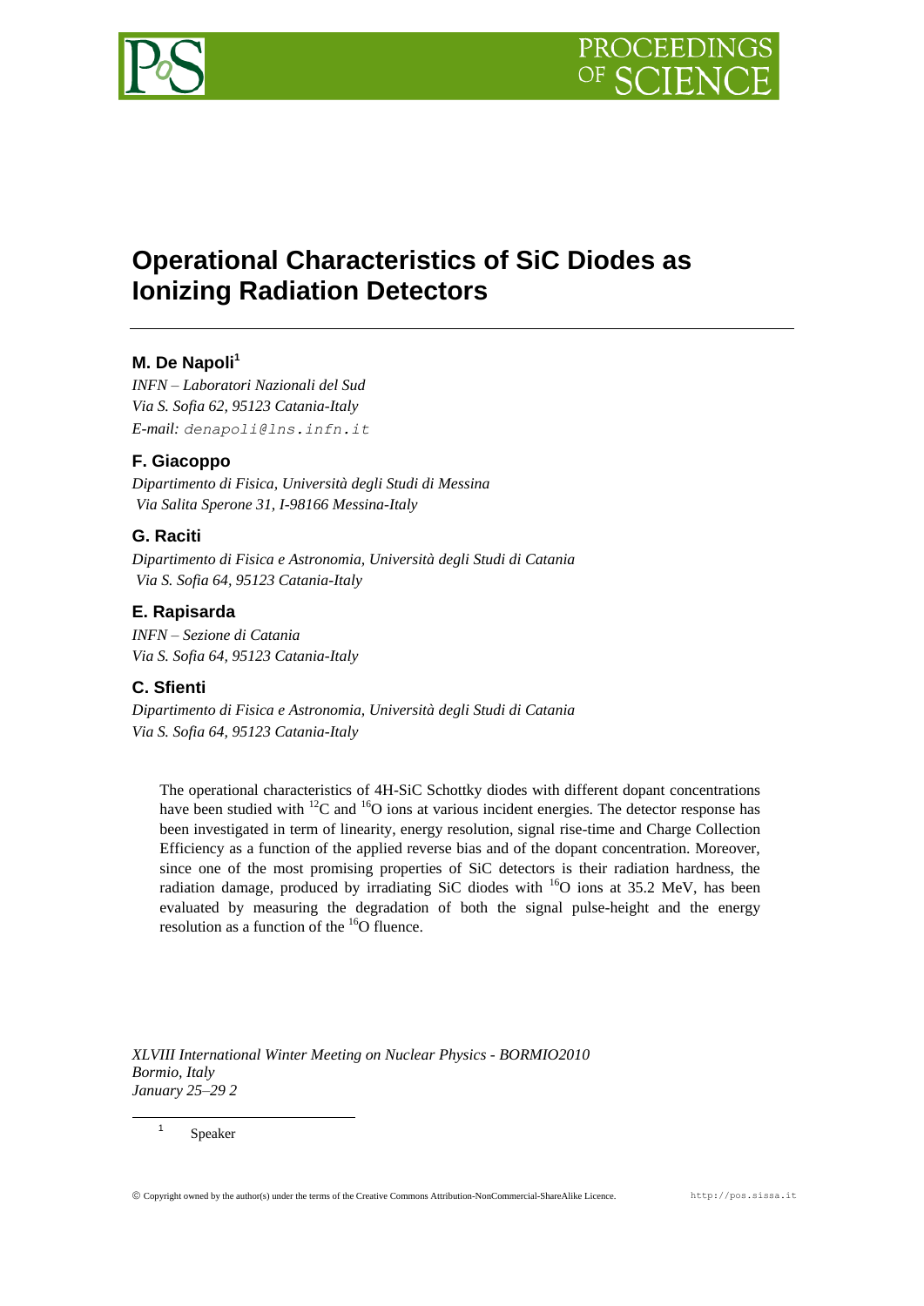# Operational Characteristics of SiC Diodes as Ionizing Radiation Detectors

**M. De Napoli[1]**

*INFN – Laboratori Nazionali del Sud*
*Via S. Sofia 62, 95123 Catania-Italy*
*E-mail:* denapoli@lns.infn.it

**F. Giacoppo**

*Dipartimento di Fisica, Università degli Studi di Messina*
*Via Salita Sperone 31, I-98166 Messina-Italy*

**G. Raciti**

*Dipartimento di Fisica e Astronomia, Università degli Studi di Catania*
*Via S. Sofia 64, 95123 Catania-Italy*

**E. Rapisarda**

*INFN – Sezione di Catania*
*Via S. Sofia 64, 95123 Catania-Italy*

**C. Sfienti**

*Dipartimento di Fisica e Astronomia, Università degli Studi di Catania*
*Via S. Sofia 64, 95123 Catania-Italy*

The operational characteristics of 4H-SiC Schottky diodes with different dopant concentrations have been studied with $^{12}C$ and $^{16}O$ ions at various incident energies. The detector response has been investigated in term of linearity, energy resolution, signal rise-time and Charge Collection Efficiency as a function of the applied reverse bias and of the dopant concentration. Moreover, since one of the most promising properties of SiC detectors is their radiation hardness, the radiation damage, produced by irradiating SiC diodes with $^{16}O$ ions at 35.2 MeV, has been evaluated by measuring the degradation of both the signal pulse-height and the energy resolution as a function of the $^{16}O$ fluence.

*XLVIII International Winter Meeting on Nuclear Physics - BORMIO2010*
*Bormio, Italy*
*January 25–29 2*

[1] Speaker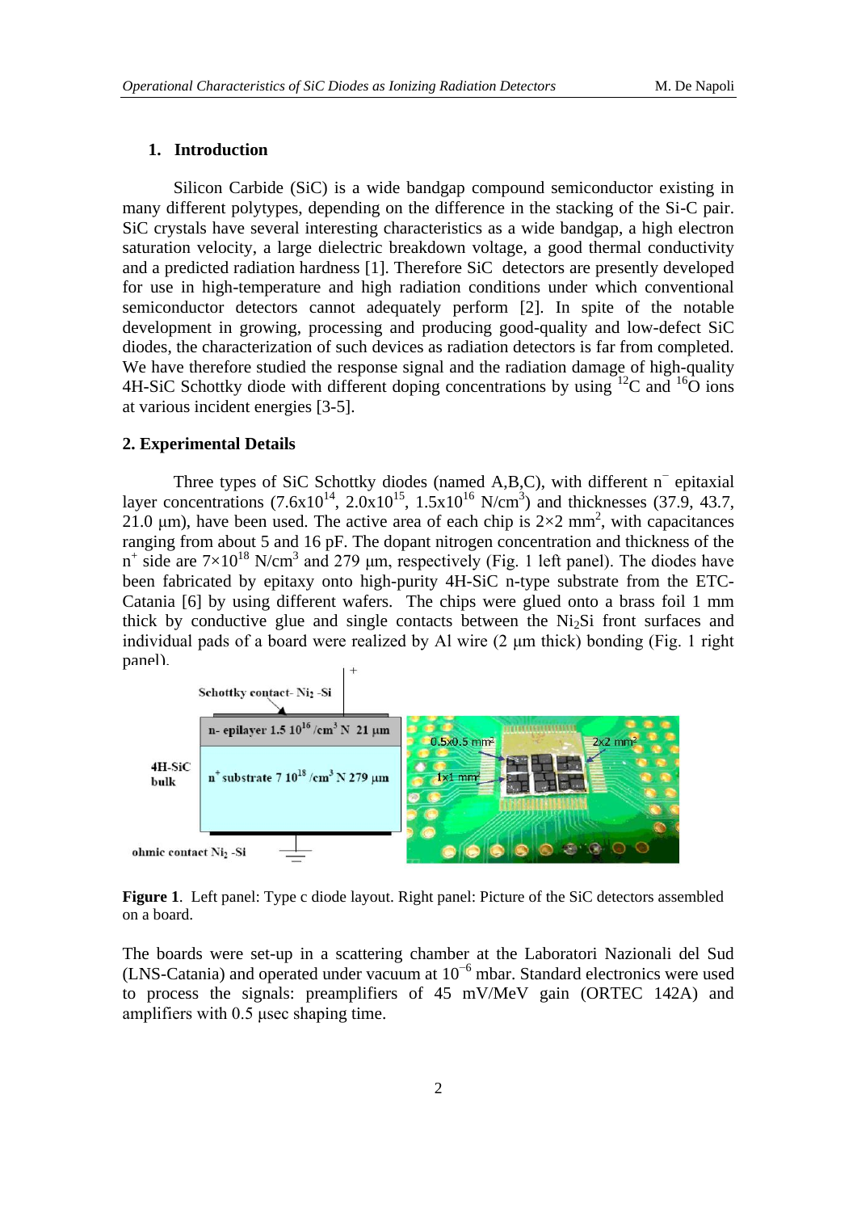## 1. Introduction

Silicon Carbide (SiC) is a wide bandgap compound semiconductor existing in many different polytypes, depending on the difference in the stacking of the Si-C pair. SiC crystals have several interesting characteristics as a wide bandgap, a high electron saturation velocity, a large dielectric breakdown voltage, a good thermal conductivity and a predicted radiation hardness [1]. Therefore SiC detectors are presently developed for use in high-temperature and high radiation conditions under which conventional semiconductor detectors cannot adequately perform [2]. In spite of the notable development in growing, processing and producing good-quality and low-defect SiC diodes, the characterization of such devices as radiation detectors is far from completed. We have therefore studied the response signal and the radiation damage of high-quality 4H-SiC Schottky diode with different doping concentrations by using $^{12}$C and $^{16}$O ions at various incident energies [3-5].

## 2. Experimental Details

Three types of SiC Schottky diodes (named A,B,C), with different $n^-$ epitaxial layer concentrations ($7.6\times10^{14}$, $2.0\times10^{15}$, $1.5\times10^{16}$ N/cm$^3$) and thicknesses (37.9, 43.7, 21.0 μm), have been used. The active area of each chip is $2\times2$ mm$^2$, with capacitances ranging from about 5 and 16 pF. The dopant nitrogen concentration and thickness of the $n^+$ side are $7\times10^{18}$ N/cm$^3$ and 279 μm, respectively (Fig. 1 left panel). The diodes have been fabricated by epitaxy onto high-purity 4H-SiC n-type substrate from the ETC-Catania [6] by using different wafers. The chips were glued onto a brass foil 1 mm thick by conductive glue and single contacts between the $Ni_2Si$ front surfaces and individual pads of a board were realized by Al wire (2 μm thick) bonding (Fig. 1 right panel).

**Figure 1**. Left panel: Type c diode layout. Right panel: Picture of the SiC detectors assembled on a board.

The boards were set-up in a scattering chamber at the Laboratori Nazionali del Sud (LNS-Catania) and operated under vacuum at $10^{-6}$ mbar. Standard electronics were used to process the signals: preamplifiers of 45 mV/MeV gain (ORTEC 142A) and amplifiers with 0.5 μsec shaping time.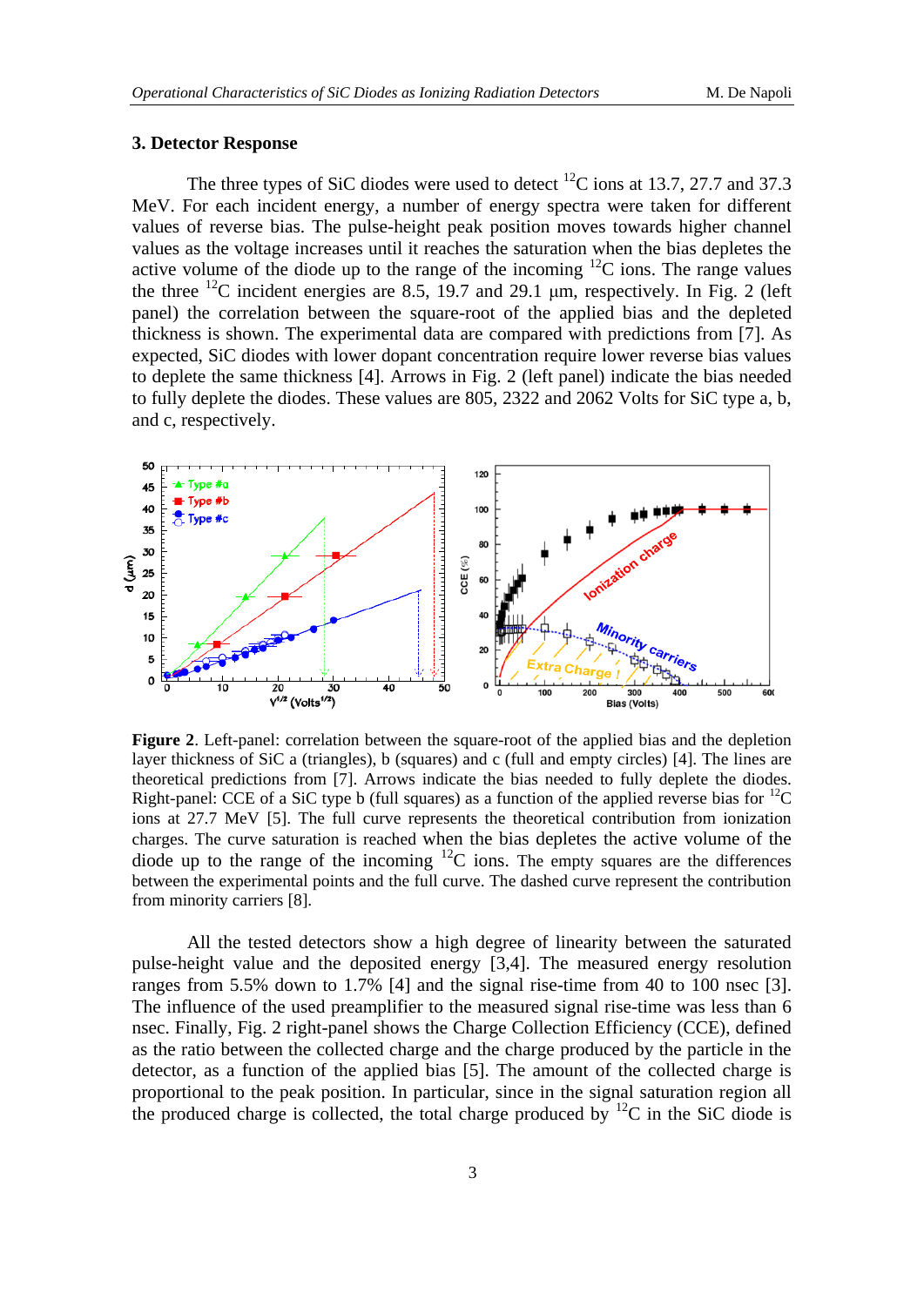## 3. Detector Response

The three types of SiC diodes were used to detect $^{12}$C ions at 13.7, 27.7 and 37.3 MeV. For each incident energy, a number of energy spectra were taken for different values of reverse bias. The pulse-height peak position moves towards higher channel values as the voltage increases until it reaches the saturation when the bias depletes the active volume of the diode up to the range of the incoming $^{12}$C ions. The range values the three $^{12}$C incident energies are 8.5, 19.7 and 29.1 μm, respectively. In Fig. 2 (left panel) the correlation between the square-root of the applied bias and the depleted thickness is shown. The experimental data are compared with predictions from [7]. As expected, SiC diodes with lower dopant concentration require lower reverse bias values to deplete the same thickness [4]. Arrows in Fig. 2 (left panel) indicate the bias needed to fully deplete the diodes. These values are 805, 2322 and 2062 Volts for SiC type a, b, and c, respectively.

**Figure 2**. Left-panel: correlation between the square-root of the applied bias and the depletion layer thickness of SiC a (triangles), b (squares) and c (full and empty circles) [4]. The lines are theoretical predictions from [7]. Arrows indicate the bias needed to fully deplete the diodes. Right-panel: CCE of a SiC type b (full squares) as a function of the applied reverse bias for $^{12}$C ions at 27.7 MeV [5]. The full curve represents the theoretical contribution from ionization charges. The curve saturation is reached when the bias depletes the active volume of the diode up to the range of the incoming $^{12}$C ions. The empty squares are the differences between the experimental points and the full curve. The dashed curve represent the contribution from minority carriers [8].

All the tested detectors show a high degree of linearity between the saturated pulse-height value and the deposited energy [3,4]. The measured energy resolution ranges from 5.5% down to 1.7% [4] and the signal rise-time from 40 to 100 nsec [3]. The influence of the used preamplifier to the measured signal rise-time was less than 6 nsec. Finally, Fig. 2 right-panel shows the Charge Collection Efficiency (CCE), defined as the ratio between the collected charge and the charge produced by the particle in the detector, as a function of the applied bias [5]. The amount of the collected charge is proportional to the peak position. In particular, since in the signal saturation region all the produced charge is collected, the total charge produced by $^{12}$C in the SiC diode is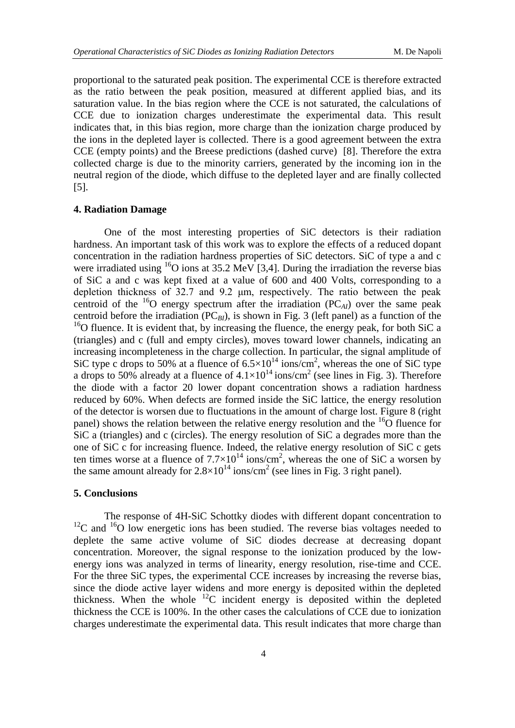proportional to the saturated peak position. The experimental CCE is therefore extracted as the ratio between the peak position, measured at different applied bias, and its saturation value. In the bias region where the CCE is not saturated, the calculations of CCE due to ionization charges underestimate the experimental data. This result indicates that, in this bias region, more charge than the ionization charge produced by the ions in the depleted layer is collected. There is a good agreement between the extra CCE (empty points) and the Breese predictions (dashed curve) [8]. Therefore the extra collected charge is due to the minority carriers, generated by the incoming ion in the neutral region of the diode, which diffuse to the depleted layer and are finally collected [5].

### 4. Radiation Damage

One of the most interesting properties of SiC detectors is their radiation hardness. An important task of this work was to explore the effects of a reduced dopant concentration in the radiation hardness properties of SiC detectors. SiC of type a and c were irradiated using $^{16}$O ions at 35.2 MeV [3,4]. During the irradiation the reverse bias of SiC a and c was kept fixed at a value of 600 and 400 Volts, corresponding to a depletion thickness of 32.7 and 9.2 μm, respectively. The ratio between the peak centroid of the $^{16}$O energy spectrum after the irradiation ($PC_{AI}$) over the same peak centroid before the irradiation ($PC_{BI}$), is shown in Fig. 3 (left panel) as a function of the $^{16}$O fluence. It is evident that, by increasing the fluence, the energy peak, for both SiC a (triangles) and c (full and empty circles), moves toward lower channels, indicating an increasing incompleteness in the charge collection. In particular, the signal amplitude of SiC type c drops to 50% at a fluence of $6.5\times10^{14}$ ions/cm$^2$, whereas the one of SiC type a drops to 50% already at a fluence of $4.1\times10^{14}$ ions/cm$^2$ (see lines in Fig. 3). Therefore the diode with a factor 20 lower dopant concentration shows a radiation hardness reduced by 60%. When defects are formed inside the SiC lattice, the energy resolution of the detector is worsen due to fluctuations in the amount of charge lost. Figure 8 (right panel) shows the relation between the relative energy resolution and the $^{16}$O fluence for SiC a (triangles) and c (circles). The energy resolution of SiC a degrades more than the one of SiC c for increasing fluence. Indeed, the relative energy resolution of SiC c gets ten times worse at a fluence of $7.7\times10^{14}$ ions/cm$^2$, whereas the one of SiC a worsen by the same amount already for $2.8\times10^{14}$ ions/cm$^2$ (see lines in Fig. 3 right panel).

### 5. Conclusions

The response of 4H-SiC Schottky diodes with different dopant concentration to $^{12}$C and $^{16}$O low energetic ions has been studied. The reverse bias voltages needed to deplete the same active volume of SiC diodes decrease at decreasing dopant concentration. Moreover, the signal response to the ionization produced by the low-energy ions was analyzed in terms of linearity, energy resolution, rise-time and CCE. For the three SiC types, the experimental CCE increases by increasing the reverse bias, since the diode active layer widens and more energy is deposited within the depleted thickness. When the whole $^{12}$C incident energy is deposited within the depleted thickness the CCE is 100%. In the other cases the calculations of CCE due to ionization charges underestimate the experimental data. This result indicates that more charge than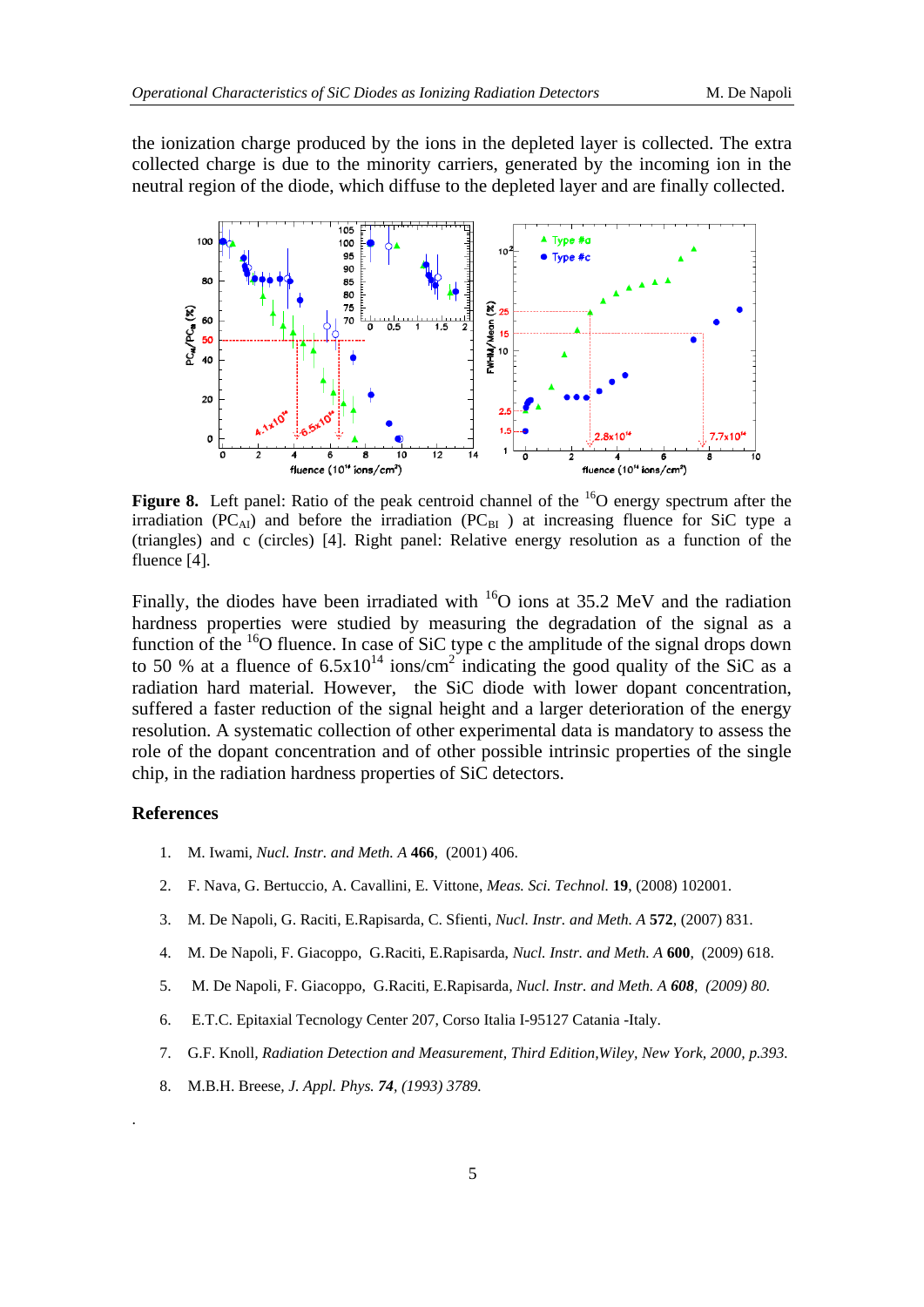the ionization charge produced by the ions in the depleted layer is collected. The extra collected charge is due to the minority carriers, generated by the incoming ion in the neutral region of the diode, which diffuse to the depleted layer and are finally collected.

**Figure 8.** Left panel: Ratio of the peak centroid channel of the $^{16}O$ energy spectrum after the irradiation ($PC_{AI}$) and before the irradiation ($PC_{BI}$ ) at increasing fluence for SiC type a (triangles) and c (circles) [4]. Right panel: Relative energy resolution as a function of the fluence [4].

Finally, the diodes have been irradiated with $^{16}O$ ions at 35.2 MeV and the radiation hardness properties were studied by measuring the degradation of the signal as a function of the $^{16}O$ fluence. In case of SiC type c the amplitude of the signal drops down to 50 % at a fluence of $6.5x10^{14}$ ions/cm$^2$ indicating the good quality of the SiC as a radiation hard material. However, the SiC diode with lower dopant concentration, suffered a faster reduction of the signal height and a larger deterioration of the energy resolution. A systematic collection of other experimental data is mandatory to assess the role of the dopant concentration and of other possible intrinsic properties of the single chip, in the radiation hardness properties of SiC detectors.

### References

1. M. Iwami, *Nucl. Instr. and Meth. A* **466**, (2001) 406.
2. F. Nava, G. Bertuccio, A. Cavallini, E. Vittone, *Meas. Sci. Technol.* **19**, (2008) 102001.
3. M. De Napoli, G. Raciti, E.Rapisarda, C. Sfienti, *Nucl. Instr. and Meth. A* **572**, (2007) 831.
4. M. De Napoli, F. Giacoppo, G.Raciti, E.Rapisarda, *Nucl. Instr. and Meth. A* **600**, (2009) 618.
5. M. De Napoli, F. Giacoppo, G.Raciti, E.Rapisarda, *Nucl. Instr. and Meth. A* ***608***, *(2009) 80.*
6. E.T.C. Epitaxial Tecnology Center 207, Corso Italia I-95127 Catania -Italy.
7. G.F. Knoll, *Radiation Detection and Measurement, Third Edition,Wiley, New York, 2000, p.393.*
8. M.B.H. Breese, *J. Appl. Phys.* ***74****, (1993) 3789.*